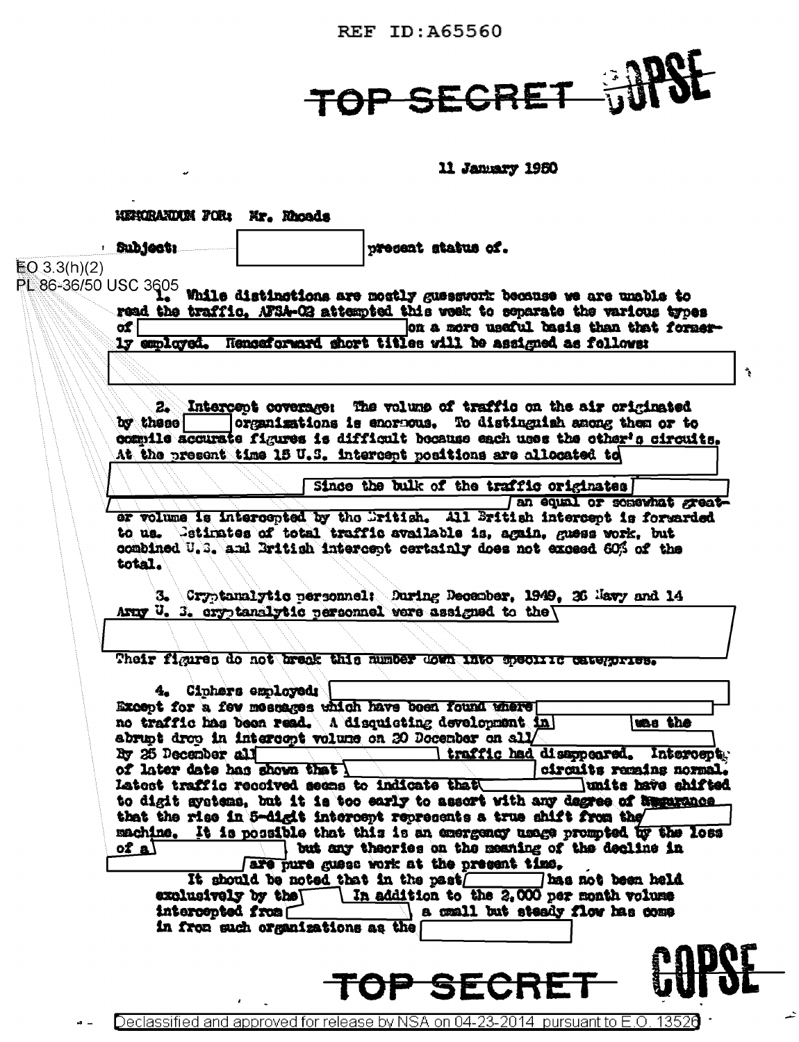REF ID:A65560

TOP SECRET COPSE

11 January 1950

MEMORANDUM FOR: Mr. Rhoads

Subject: [redacted] present status of.

EO 3.3(h)(2)
PL 86-36/50 USC 3605

1. While distinctions are mostly guesswork because we are unable to read the traffic, AFSA-02 attempted this week to separate the various types of [redacted] on a more useful basis than that formerly employed. Henceforward short titles will be assigned as follows:

[redacted]

2. Intercept coverage: The volume of traffic on the air originated by these [redacted] organizations is enormous. To distinguish among them or to compile accurate figures is difficult because each uses the other's circuits. At the present time 15 U.S. intercept positions are allocated to [redacted] Since the bulk of the traffic originates [redacted] an equal or somewhat greater volume is intercepted by the British. All British intercept is forwarded to us. Estimates of total traffic available is, again, guess work, but combined U.S. and British intercept certainly does not exceed 60% of the total.

3. Cryptanalytic personnel: During December, 1949, 36 Navy and 14 Army U. S. cryptanalytic personnel were assigned to the [redacted] Their figures do not break this number down into specific categories.

4. Ciphers employed: [redacted] Except for a few messages which have been found where [redacted] no traffic has been read. A disquieting development in [redacted] was the abrupt drop in intercept volume on 20 December on all [redacted] By 25 December all [redacted] traffic had disappeared. Intercepts of later date has shown that [redacted] circuits remains normal. Latest traffic received seems to indicate that [redacted] units have shifted to digit systems, but it is too early to assert with any degree of assurance that the rise in 5-digit intercept represents a true shift from the [redacted] machine. It is possible that this is an emergency usage prompted by the loss of a [redacted] but any theories on the meaning of the decline in [redacted] are pure guess work at the present time.

It should be noted that in the past [redacted] has not been held exclusively by the [redacted] In addition to the 2,000 per month volume intercepted from [redacted] a small but steady flow has come in from such organizations as the [redacted]

TOP SECRET COPSE

Declassified and approved for release by NSA on 04-23-2014 pursuant to E.O. 13526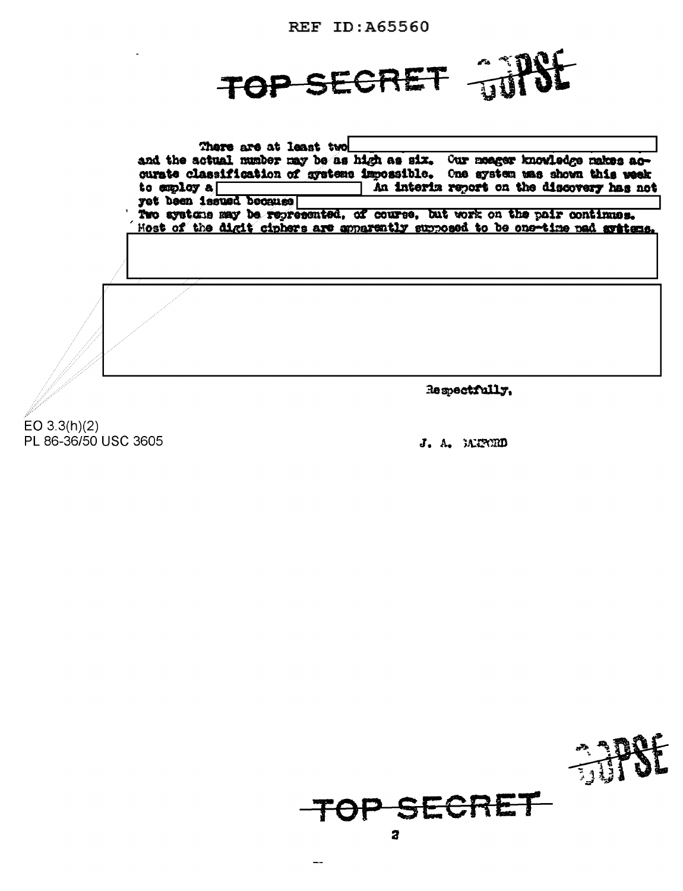TOP SECRET COPSE

There are at least two [REDACTED] and the actual number may be as high as six. Our meager knowledge makes accurate classification of systems impossible. One system was shown this week to employ a [REDACTED] An interim report on the discovery has not yet been issued because [REDACTED] Two systems may be represented, of course, but work on the pair continues. Most of the digit ciphers are apparently supposed to be one-time pad systems.

[REDACTED]

[REDACTED]

Respectfully,

EO 3.3(h)(2)
PL 86-36/50 USC 3605

J. A. SAMFORD

COPSE

TOP SECRET